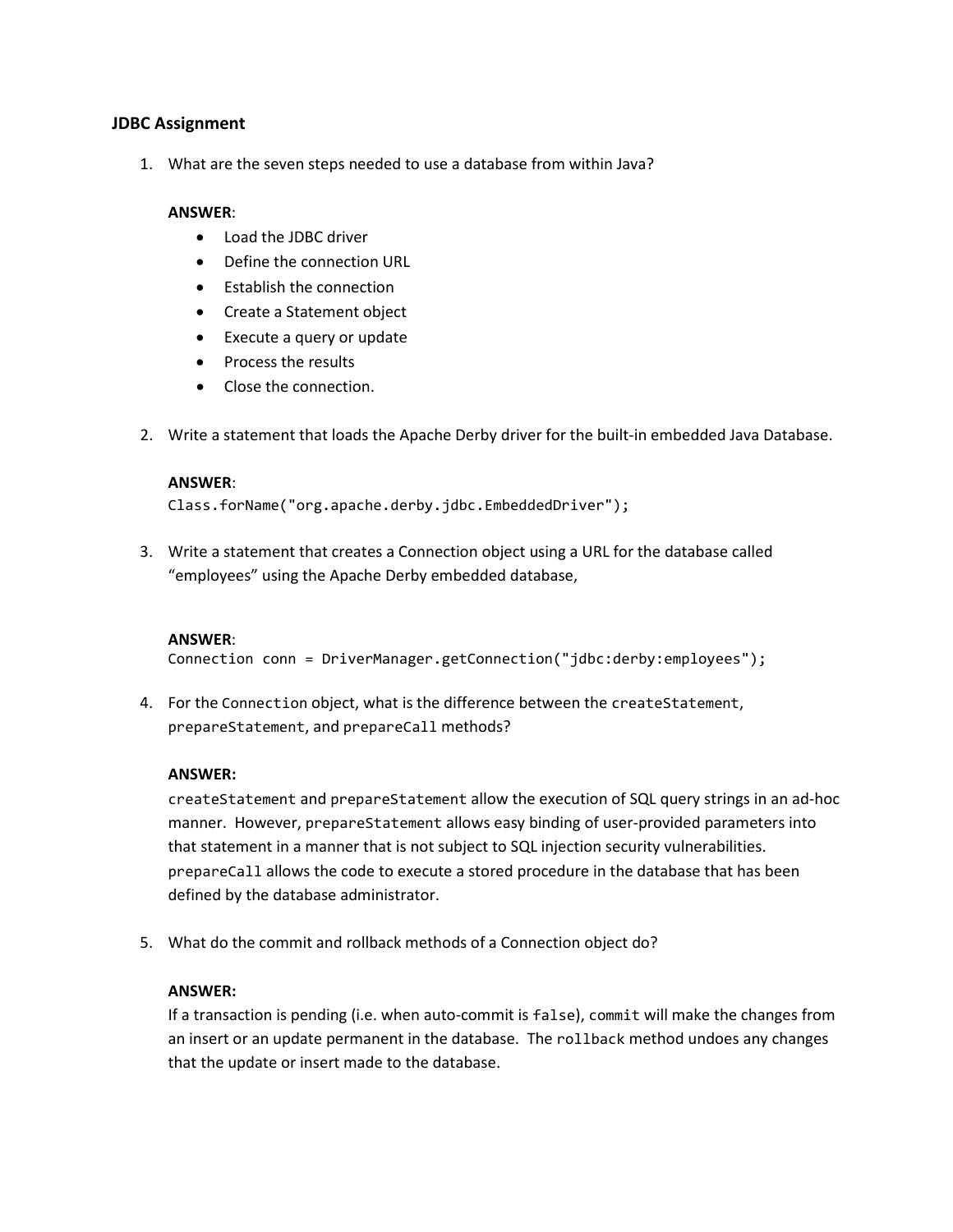### JDBC Assignment

1. What are the seven steps needed to use a database from within Java?

   **ANSWER**:
   - Load the JDBC driver
   - Define the connection URL
   - Establish the connection
   - Create a Statement object
   - Execute a query or update
   - Process the results
   - Close the connection.

2. Write a statement that loads the Apache Derby driver for the built-in embedded Java Database.

   **ANSWER**:
   ```
   Class.forName("org.apache.derby.jdbc.EmbeddedDriver");
   ```

3. Write a statement that creates a Connection object using a URL for the database called "employees" using the Apache Derby embedded database,

   **ANSWER**:
   ```
   Connection conn = DriverManager.getConnection("jdbc:derby:employees");
   ```

4. For the `Connection` object, what is the difference between the `createStatement`, `prepareStatement`, and `prepareCall` methods?

   **ANSWER:**
   `createStatement` and `prepareStatement` allow the execution of SQL query strings in an ad-hoc manner. However, `prepareStatement` allows easy binding of user-provided parameters into that statement in a manner that is not subject to SQL injection security vulnerabilities. `prepareCall` allows the code to execute a stored procedure in the database that has been defined by the database administrator.

5. What do the commit and rollback methods of a Connection object do?

   **ANSWER:**
   If a transaction is pending (i.e. when auto-commit is `false`), `commit` will make the changes from an insert or an update permanent in the database. The `rollback` method undoes any changes that the update or insert made to the database.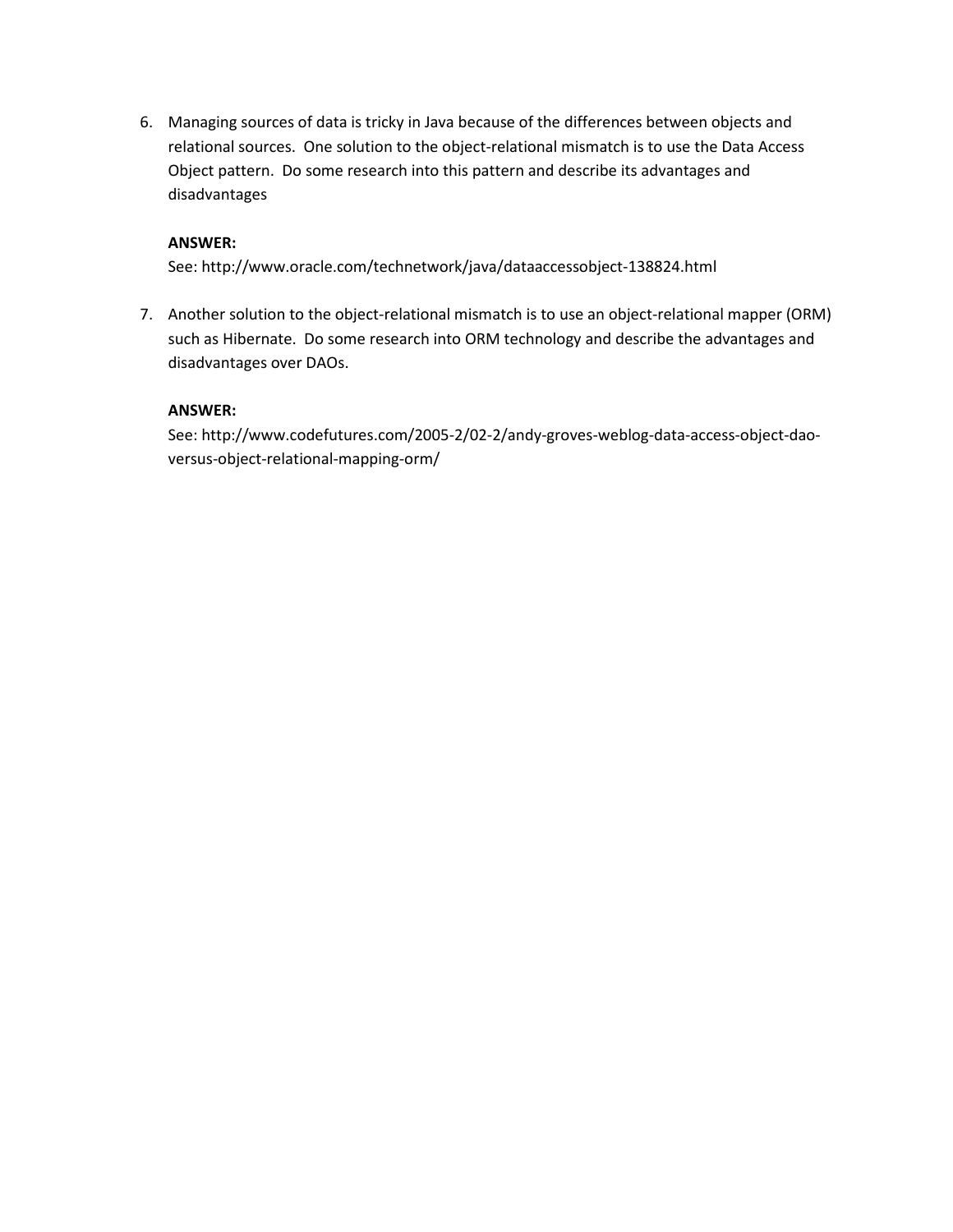6. Managing sources of data is tricky in Java because of the differences between objects and relational sources. One solution to the object-relational mismatch is to use the Data Access Object pattern. Do some research into this pattern and describe its advantages and disadvantages

   **ANSWER:**
   See: http://www.oracle.com/technetwork/java/dataaccessobject-138824.html

7. Another solution to the object-relational mismatch is to use an object-relational mapper (ORM) such as Hibernate. Do some research into ORM technology and describe the advantages and disadvantages over DAOs.

   **ANSWER:**
   See: http://www.codefutures.com/2005-2/02-2/andy-groves-weblog-data-access-object-dao-versus-object-relational-mapping-orm/